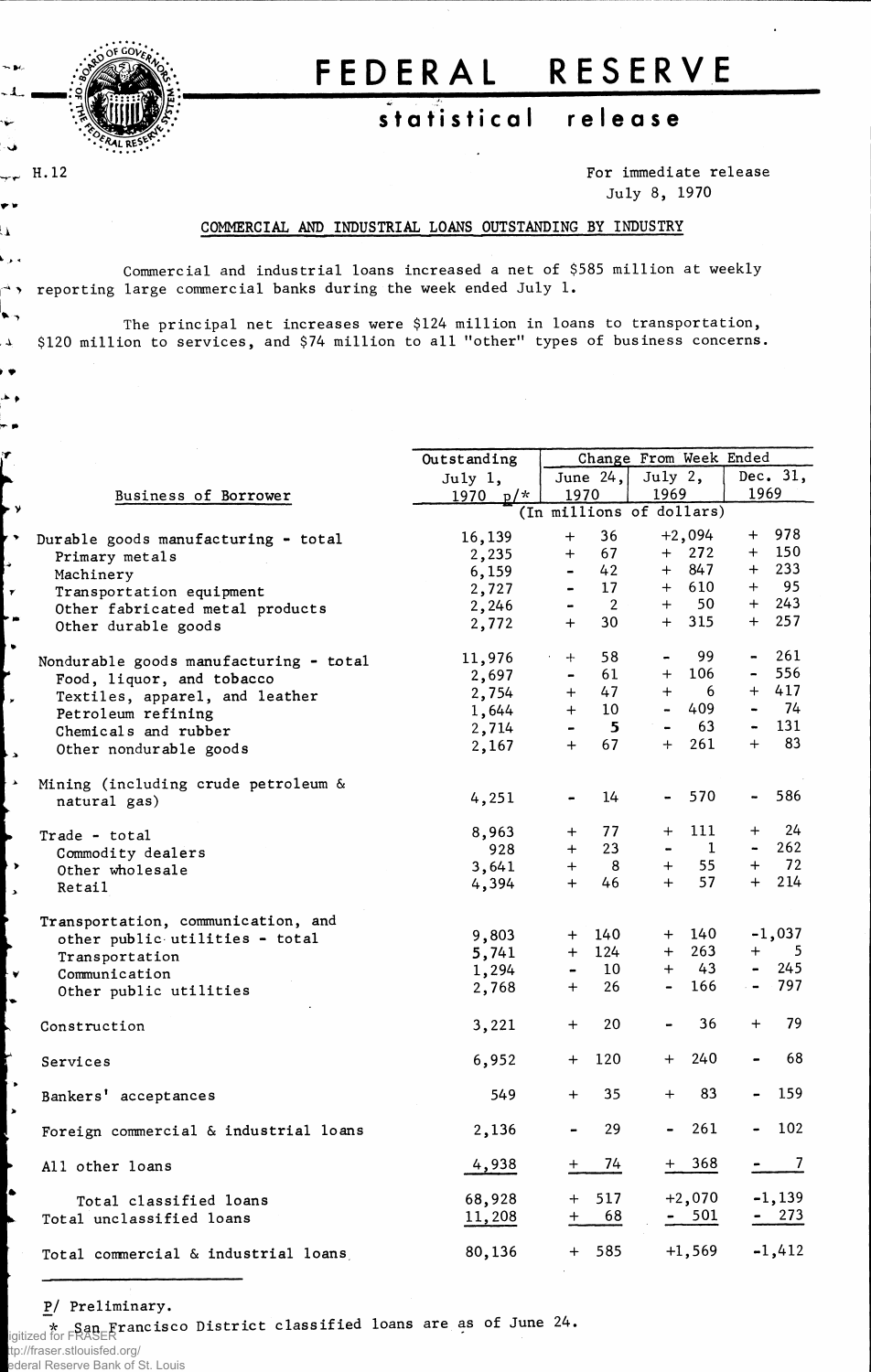# FEDERAL RESERVE

## statistical release

H.12

For immediate release
July 8, 1970

### COMMERCIAL AND INDUSTRIAL LOANS OUTSTANDING BY INDUSTRY

Commercial and industrial loans increased a net of $585 million at weekly reporting large commercial banks during the week ended July 1.

The principal net increases were $124 million in loans to transportation, $120 million to services, and $74 million to all "other" types of business concerns.

| Business of Borrower | Outstanding July 1, 1970 p/* | Change From Week Ended June 24, 1970 | Change From Week Ended July 2, 1969 | Change From Week Ended Dec. 31, 1969 |
|---|---|---|---|---|
| | (In millions of dollars) | | | |
| Durable goods manufacturing - total | 16,139 | + 36 | +2,094 | + 978 |
| Primary metals | 2,235 | + 67 | + 272 | + 150 |
| Machinery | 6,159 | - 42 | + 847 | + 233 |
| Transportation equipment | 2,727 | - 17 | + 610 | + 95 |
| Other fabricated metal products | 2,246 | - 2 | + 50 | + 243 |
| Other durable goods | 2,772 | + 30 | + 315 | + 257 |
| Nondurable goods manufacturing - total | 11,976 | + 58 | - 99 | - 261 |
| Food, liquor, and tobacco | 2,697 | - 61 | + 106 | - 556 |
| Textiles, apparel, and leather | 2,754 | + 47 | + 6 | + 417 |
| Petroleum refining | 1,644 | + 10 | - 409 | - 74 |
| Chemicals and rubber | 2,714 | - 5 | - 63 | - 131 |
| Other nondurable goods | 2,167 | + 67 | + 261 | + 83 |
| Mining (including crude petroleum & natural gas) | 4,251 | - 14 | - 570 | - 586 |
| Trade - total | 8,963 | + 77 | + 111 | + 24 |
| Commodity dealers | 928 | + 23 | - 1 | - 262 |
| Other wholesale | 3,641 | + 8 | + 55 | + 72 |
| Retail | 4,394 | + 46 | + 57 | + 214 |
| Transportation, communication, and other public utilities - total | 9,803 | + 140 | + 140 | -1,037 |
| Transportation | 5,741 | + 124 | + 263 | + 5 |
| Communication | 1,294 | - 10 | + 43 | - 245 |
| Other public utilities | 2,768 | + 26 | - 166 | - 797 |
| Construction | 3,221 | + 20 | - 36 | + 79 |
| Services | 6,952 | + 120 | + 240 | - 68 |
| Bankers' acceptances | 549 | + 35 | + 83 | - 159 |
| Foreign commercial & industrial loans | 2,136 | - 29 | - 261 | - 102 |
| All other loans | 4,938 | + 74 | + 368 | - 7 |
| Total classified loans | 68,928 | + 517 | +2,070 | -1,139 |
| Total unclassified loans | 11,208 | + 68 | - 501 | - 273 |
| Total commercial & industrial loans | 80,136 | + 585 | +1,569 | -1,412 |

p/ Preliminary.

\* San Francisco District classified loans are as of June 24.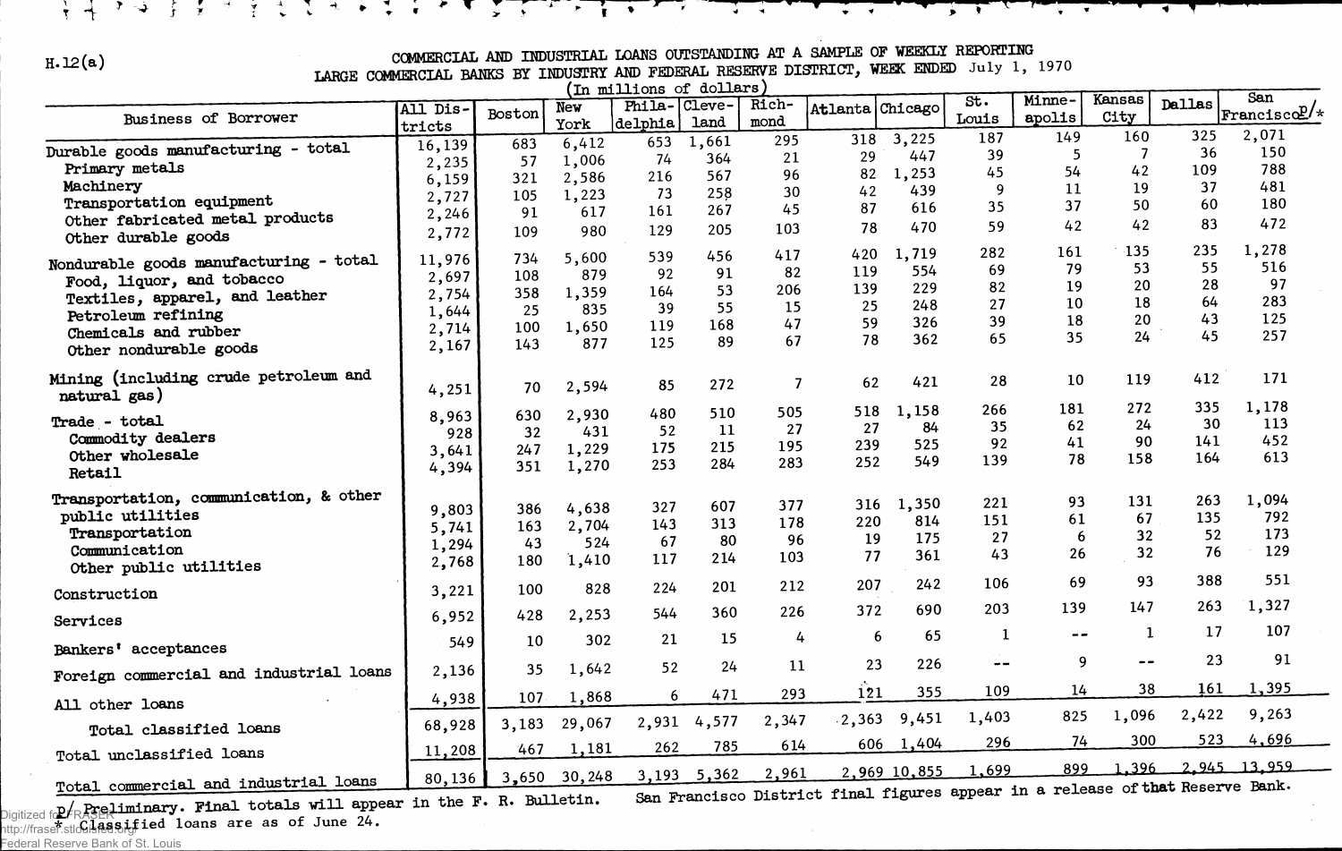H.12(a)

# COMMERCIAL AND INDUSTRIAL LOANS OUTSTANDING AT A SAMPLE OF WEEKLY REPORTING LARGE COMMERCIAL BANKS BY INDUSTRY AND FEDERAL RESERVE DISTRICT, WEEK ENDED July 1, 1970

(In millions of dollars)

| Business of Borrower | All Districts | Boston | New York | Philadelphia | Cleveland | Richmond | Atlanta | Chicago | St. Louis | Minneapolis | Kansas City | Dallas | San Francisco p/* |
|---|---|---|---|---|---|---|---|---|---|---|---|---|---|
| Durable goods manufacturing - total | 16,139 | 683 | 6,412 | 653 | 1,661 | 295 | 318 | 3,225 | 187 | 149 | 160 | 325 | 2,071 |
| Primary metals | 2,235 | 57 | 1,006 | 74 | 364 | 21 | 29 | 447 | 39 | 5 | 7 | 36 | 150 |
| Machinery | 6,159 | 321 | 2,586 | 216 | 567 | 96 | 82 | 1,253 | 45 | 54 | 42 | 109 | 788 |
| Transportation equipment | 2,727 | 105 | 1,223 | 73 | 258 | 30 | 42 | 439 | 9 | 11 | 19 | 37 | 481 |
| Other fabricated metal products | 2,246 | 91 | 617 | 161 | 267 | 45 | 87 | 616 | 35 | 37 | 50 | 60 | 180 |
| Other durable goods | 2,772 | 109 | 980 | 129 | 205 | 103 | 78 | 470 | 59 | 42 | 42 | 83 | 472 |
| Nondurable goods manufacturing - total | 11,976 | 734 | 5,600 | 539 | 456 | 417 | 420 | 1,719 | 282 | 161 | 135 | 235 | 1,278 |
| Food, liquor, and tobacco | 2,697 | 108 | 879 | 92 | 91 | 82 | 119 | 554 | 69 | 79 | 53 | 55 | 516 |
| Textiles, apparel, and leather | 2,754 | 358 | 1,359 | 164 | 53 | 206 | 139 | 229 | 82 | 19 | 20 | 28 | 97 |
| Petroleum refining | 1,644 | 25 | 835 | 39 | 55 | 15 | 25 | 248 | 27 | 10 | 18 | 64 | 283 |
| Chemicals and rubber | 2,714 | 100 | 1,650 | 119 | 168 | 47 | 59 | 326 | 39 | 18 | 20 | 43 | 125 |
| Other nondurable goods | 2,167 | 143 | 877 | 125 | 89 | 67 | 78 | 362 | 65 | 35 | 24 | 45 | 257 |
| Mining (including crude petroleum and natural gas) | 4,251 | 70 | 2,594 | 85 | 272 | 7 | 62 | 421 | 28 | 10 | 119 | 412 | 171 |
| Trade - total | 8,963 | 630 | 2,930 | 480 | 510 | 505 | 518 | 1,158 | 266 | 181 | 272 | 335 | 1,178 |
| Commodity dealers | 928 | 32 | 431 | 52 | 11 | 27 | 27 | 84 | 35 | 62 | 24 | 30 | 113 |
| Other wholesale | 3,641 | 247 | 1,229 | 175 | 215 | 195 | 239 | 525 | 92 | 41 | 90 | 141 | 452 |
| Retail | 4,394 | 351 | 1,270 | 253 | 284 | 283 | 252 | 549 | 139 | 78 | 158 | 164 | 613 |
| Transportation, communication, & other public utilities | 9,803 | 386 | 4,638 | 327 | 607 | 377 | 316 | 1,350 | 221 | 93 | 131 | 263 | 1,094 |
| Transportation | 5,741 | 163 | 2,704 | 143 | 313 | 178 | 220 | 814 | 151 | 61 | 67 | 135 | 792 |
| Communication | 1,294 | 43 | 524 | 67 | 80 | 96 | 19 | 175 | 27 | 6 | 32 | 52 | 173 |
| Other public utilities | 2,768 | 180 | 1,410 | 117 | 214 | 103 | 77 | 361 | 43 | 26 | 32 | 76 | 129 |
| Construction | 3,221 | 100 | 828 | 224 | 201 | 212 | 207 | 242 | 106 | 69 | 93 | 388 | 551 |
| Services | 6,952 | 428 | 2,253 | 544 | 360 | 226 | 372 | 690 | 203 | 139 | 147 | 263 | 1,327 |
| Bankers' acceptances | 549 | 10 | 302 | 21 | 15 | 4 | 6 | 65 | 1 | -- | 1 | 17 | 107 |
| Foreign commercial and industrial loans | 2,136 | 35 | 1,642 | 52 | 24 | 11 | 23 | 226 | -- | 9 | -- | 23 | 91 |
| All other loans | 4,938 | 107 | 1,868 | 6 | 471 | 293 | 121 | 355 | 109 | 14 | 38 | 161 | 1,395 |
| Total classified loans | 68,928 | 3,183 | 29,067 | 2,931 | 4,577 | 2,347 | 2,363 | 9,451 | 1,403 | 825 | 1,096 | 2,422 | 9,263 |
| Total unclassified loans | 11,208 | 467 | 1,181 | 262 | 785 | 614 | 606 | 1,404 | 296 | 74 | 300 | 523 | 4,696 |
| Total commercial and industrial loans | 80,136 | 3,650 | 30,248 | 3,193 | 5,362 | 2,961 | 2,969 | 10,855 | 1,699 | 899 | 1,396 | 2,945 | 13,959 |

p/ Preliminary. Final totals will appear in the F. R. Bulletin. San Francisco District final figures appear in a release of that Reserve Bank.

\* Classified loans are as of June 24.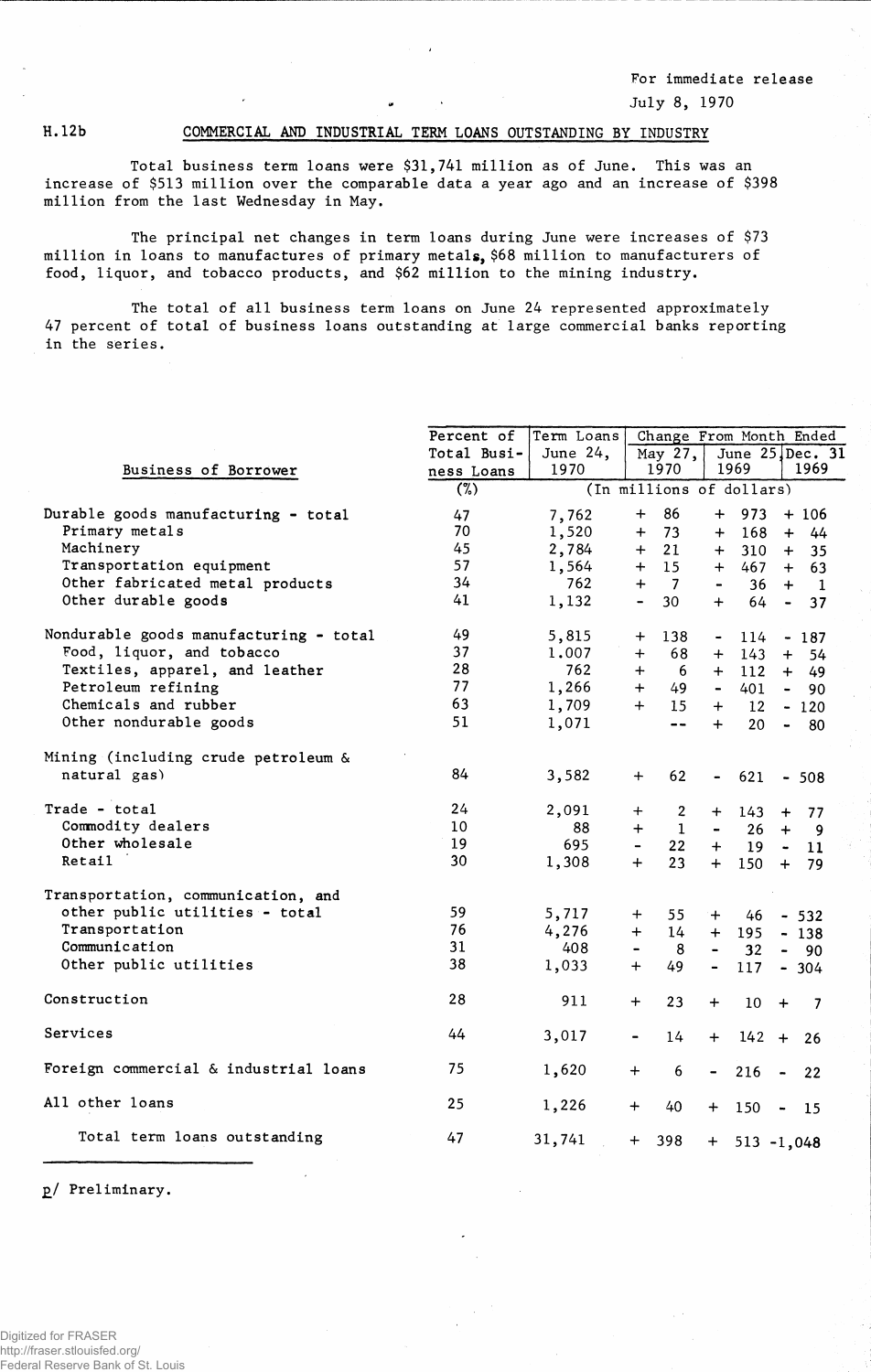For immediate release

July 8, 1970

H.12b

## COMMERCIAL AND INDUSTRIAL TERM LOANS OUTSTANDING BY INDUSTRY

Total business term loans were $31,741 million as of June. This was an increase of $513 million over the comparable data a year ago and an increase of $398 million from the last Wednesday in May.

The principal net changes in term loans during June were increases of $73 million in loans to manufactures of primary metals, $68 million to manufacturers of food, liquor, and tobacco products, and $62 million to the mining industry.

The total of all business term loans on June 24 represented approximately 47 percent of total of business loans outstanding at large commercial banks reporting in the series.

| Business of Borrower | Percent of Total Business Loans | Term Loans June 24, 1970 | Change From Month Ended May 27, 1970 | Change From Month Ended June 25, 1969 | Change From Month Ended Dec. 31 1969 |
|---|---|---|---|---|---|
| | (%) | (In millions of dollars) | | | |
| Durable goods manufacturing - total | 47 | 7,762 | + 86 | + 973 | + 106 |
| Primary metals | 70 | 1,520 | + 73 | + 168 | + 44 |
| Machinery | 45 | 2,784 | + 21 | + 310 | + 35 |
| Transportation equipment | 57 | 1,564 | + 15 | + 467 | + 63 |
| Other fabricated metal products | 34 | 762 | + 7 | - 36 | + 1 |
| Other durable goods | 41 | 1,132 | - 30 | + 64 | - 37 |
| Nondurable goods manufacturing - total | 49 | 5,815 | + 138 | - 114 | - 187 |
| Food, liquor, and tobacco | 37 | 1.007 | + 68 | + 143 | + 54 |
| Textiles, apparel, and leather | 28 | 762 | + 6 | + 112 | + 49 |
| Petroleum refining | 77 | 1,266 | + 49 | - 401 | - 90 |
| Chemicals and rubber | 63 | 1,709 | + 15 | + 12 | - 120 |
| Other nondurable goods | 51 | 1,071 | -- | + 20 | - 80 |
| Mining (including crude petroleum & natural gas) | 84 | 3,582 | + 62 | - 621 | - 508 |
| Trade - total | 24 | 2,091 | + 2 | + 143 | + 77 |
| Commodity dealers | 10 | 88 | + 1 | - 26 | + 9 |
| Other wholesale | 19 | 695 | - 22 | + 19 | - 11 |
| Retail | 30 | 1,308 | + 23 | + 150 | + 79 |
| Transportation, communication, and other public utilities - total | 59 | 5,717 | + 55 | + 46 | - 532 |
| Transportation | 76 | 4,276 | + 14 | + 195 | - 138 |
| Communication | 31 | 408 | - 8 | - 32 | - 90 |
| Other public utilities | 38 | 1,033 | + 49 | - 117 | - 304 |
| Construction | 28 | 911 | + 23 | + 10 | + 7 |
| Services | 44 | 3,017 | - 14 | + 142 | + 26 |
| Foreign commercial & industrial loans | 75 | 1,620 | + 6 | - 216 | - 22 |
| All other loans | 25 | 1,226 | + 40 | + 150 | - 15 |
| Total term loans outstanding | 47 | 31,741 | + 398 | + 513 | -1,048 |

p/ Preliminary.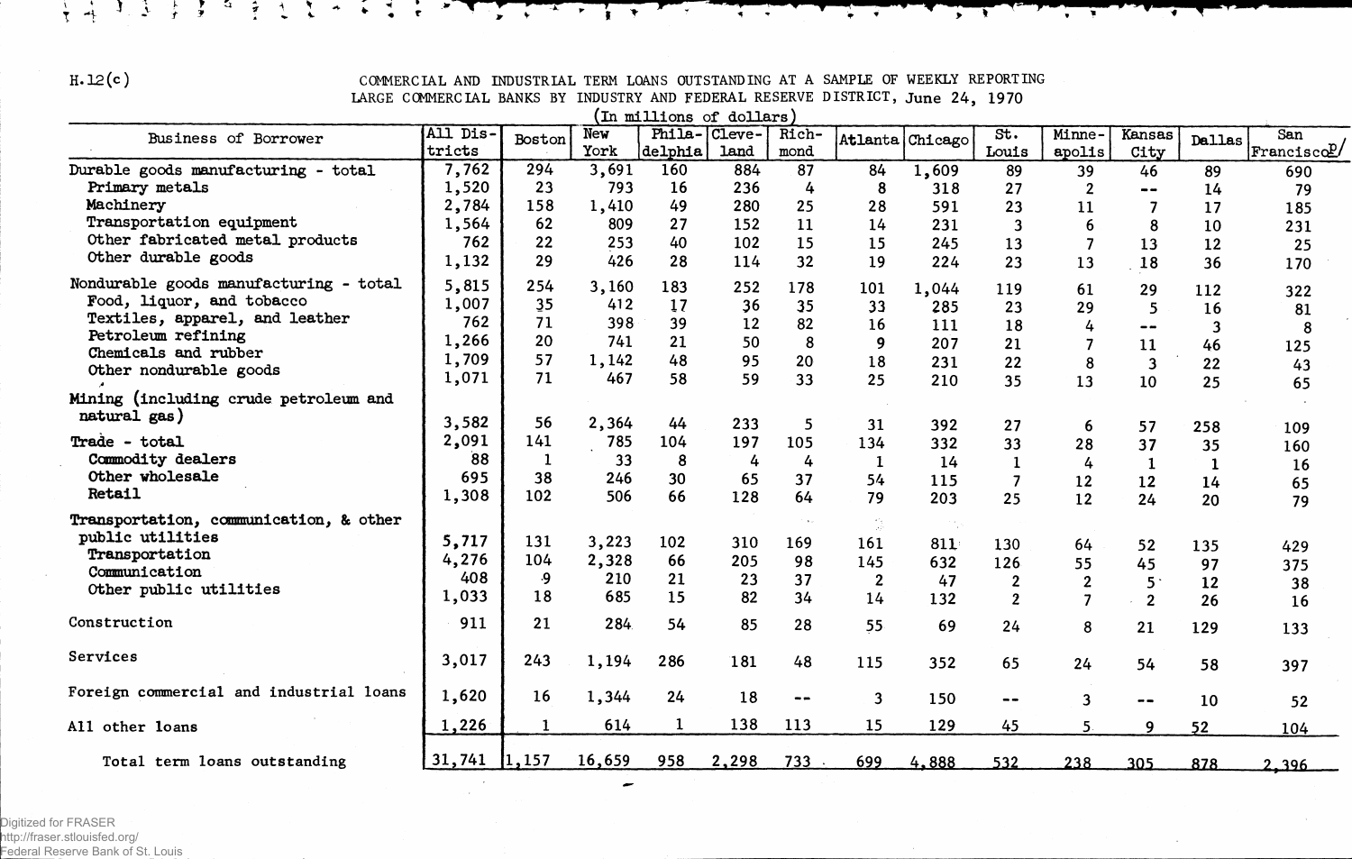H.12(c)

COMMERCIAL AND INDUSTRIAL TERM LOANS OUTSTANDING AT A SAMPLE OF WEEKLY REPORTING LARGE COMMERCIAL BANKS BY INDUSTRY AND FEDERAL RESERVE DISTRICT, June 24, 1970

(In millions of dollars)

| Business of Borrower | All Districts | Boston | New York | Philadelphia | Cleveland | Richmond | Atlanta | Chicago | St. Louis | Minneapolis | Kansas City | Dallas | San Francisco p/ |
|---|---|---|---|---|---|---|---|---|---|---|---|---|---|
| Durable goods manufacturing - total | 7,762 | 294 | 3,691 | 160 | 884 | 87 | 84 | 1,609 | 89 | 39 | 46 | 89 | 690 |
| Primary metals | 1,520 | 23 | 793 | 16 | 236 | 4 | 8 | 318 | 27 | 2 | -- | 14 | 79 |
| Machinery | 2,784 | 158 | 1,410 | 49 | 280 | 25 | 28 | 591 | 23 | 11 | 7 | 17 | 185 |
| Transportation equipment | 1,564 | 62 | 809 | 27 | 152 | 11 | 14 | 231 | 3 | 6 | 8 | 10 | 231 |
| Other fabricated metal products | 762 | 22 | 253 | 40 | 102 | 15 | 15 | 245 | 13 | 7 | 13 | 12 | 25 |
| Other durable goods | 1,132 | 29 | 426 | 28 | 114 | 32 | 19 | 224 | 23 | 13 | 18 | 36 | 170 |
| Nondurable goods manufacturing - total | 5,815 | 254 | 3,160 | 183 | 252 | 178 | 101 | 1,044 | 119 | 61 | 29 | 112 | 322 |
| Food, liquor, and tobacco | 1,007 | 35 | 412 | 17 | 36 | 35 | 33 | 285 | 23 | 29 | 5 | 16 | 81 |
| Textiles, apparel, and leather | 762 | 71 | 398 | 39 | 12 | 82 | 16 | 111 | 18 | 4 | -- | 3 | 8 |
| Petroleum refining | 1,266 | 20 | 741 | 21 | 50 | 8 | 9 | 207 | 21 | 7 | 11 | 46 | 125 |
| Chemicals and rubber | 1,709 | 57 | 1,142 | 48 | 95 | 20 | 18 | 231 | 22 | 8 | 3 | 22 | 43 |
| Other nondurable goods | 1,071 | 71 | 467 | 58 | 59 | 33 | 25 | 210 | 35 | 13 | 10 | 25 | 65 |
| Mining (including crude petroleum and natural gas) | 3,582 | 56 | 2,364 | 44 | 233 | 5 | 31 | 392 | 27 | 6 | 57 | 258 | 109 |
| Trade - total | 2,091 | 141 | 785 | 104 | 197 | 105 | 134 | 332 | 33 | 28 | 37 | 35 | 160 |
| Commodity dealers | 88 | 1 | 33 | 8 | 4 | 4 | 1 | 14 | 1 | 4 | 1 | 1 | 16 |
| Other wholesale | 695 | 38 | 246 | 30 | 65 | 37 | 54 | 115 | 7 | 12 | 12 | 14 | 65 |
| Retail | 1,308 | 102 | 506 | 66 | 128 | 64 | 79 | 203 | 25 | 12 | 24 | 20 | 79 |
| Transportation, communication, & other public utilities | 5,717 | 131 | 3,223 | 102 | 310 | 169 | 161 | 811 | 130 | 64 | 52 | 135 | 429 |
| Transportation | 4,276 | 104 | 2,328 | 66 | 205 | 98 | 145 | 632 | 126 | 55 | 45 | 97 | 375 |
| Communication | 408 | 9 | 210 | 21 | 23 | 37 | 2 | 47 | 2 | 2 | 5 | 12 | 38 |
| Other public utilities | 1,033 | 18 | 685 | 15 | 82 | 34 | 14 | 132 | 2 | 7 | 2 | 26 | 16 |
| Construction | 911 | 21 | 284 | 54 | 85 | 28 | 55 | 69 | 24 | 8 | 21 | 129 | 133 |
| Services | 3,017 | 243 | 1,194 | 286 | 181 | 48 | 115 | 352 | 65 | 24 | 54 | 58 | 397 |
| Foreign commercial and industrial loans | 1,620 | 16 | 1,344 | 24 | 18 | -- | 3 | 150 | -- | 3 | -- | 10 | 52 |
| All other loans | 1,226 | 1 | 614 | 1 | 138 | 113 | 15 | 129 | 45 | 5 | 9 | 52 | 104 |
| Total term loans outstanding | 31,741 | 1,157 | 16,659 | 958 | 2,298 | 733 | 699 | 4,888 | 532 | 238 | 305 | 878 | 2,396 |